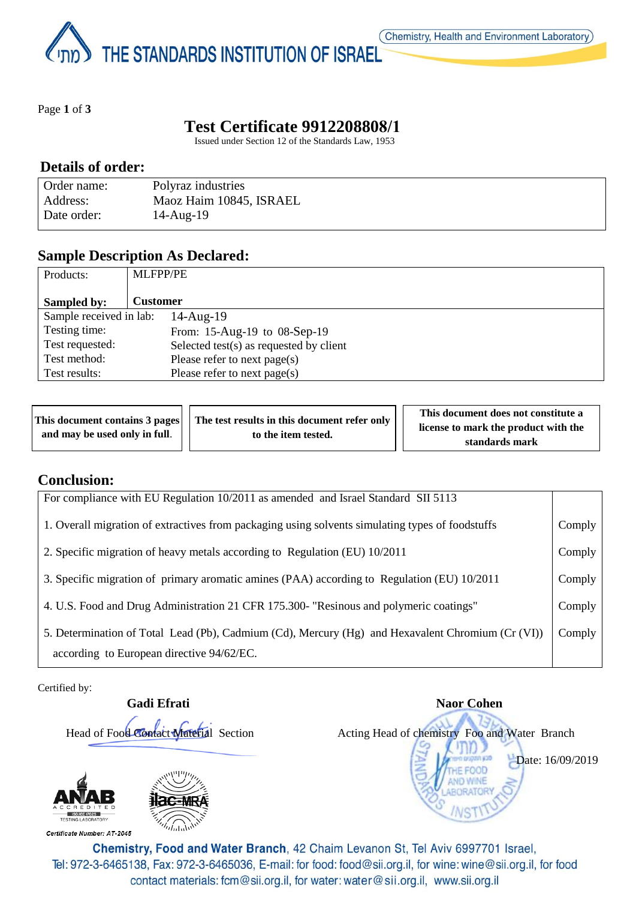# Test Certificate 9912208808/1

Issued under Section 12 of the Standards Law, 1953

## Details of order:

| | |
|---|---|
| Order name: | Polyraz industries |
| Address: | Maoz Haim 10845, ISRAEL |
| Date order: | 14-Aug-19 |

## Sample Description As Declared:

| | |
|---|---|
| Products: | MLFPP/PE |
| **Sampled by:** | **Customer** |
| Sample received in lab: | 14-Aug-19 |
| Testing time: | From: 15-Aug-19 to 08-Sep-19 |
| Test requested: | Selected test(s) as requested by client |
| Test method: | Please refer to next page(s) |
| Test results: | Please refer to next page(s) |

| | | |
|---|---|---|
| **This document contains 3 pages and may be used only in full.** | **The test results in this document refer only to the item tested.** | **This document does not constitute a license to mark the product with the standards mark** |

## Conclusion:

| For compliance with EU Regulation 10/2011 as amended and Israel Standard SII 5113 | |
|---|---|
| 1. Overall migration of extractives from packaging using solvents simulating types of foodstuffs | Comply |
| 2. Specific migration of heavy metals according to Regulation (EU) 10/2011 | Comply |
| 3. Specific migration of primary aromatic amines (PAA) according to Regulation (EU) 10/2011 | Comply |
| 4. U.S. Food and Drug Administration 21 CFR 175.300- "Resinous and polymeric coatings" | Comply |
| 5. Determination of Total Lead (Pb), Cadmium (Cd), Mercury (Hg) and Hexavalent Chromium (Cr (VI)) according to European directive 94/62/EC. | Comply |

Certified by:

**Gadi Efrati**
Head of Food Contact Material Section

**Naor Cohen**
Acting Head of chemistry Foo and Water Branch

Date: 16/09/2019

Certificate Number: AT-2045

**Chemistry, Food and Water Branch**, 42 Chaim Levanon St, Tel Aviv 6997701 Israel,
Tel: 972-3-6465138, Fax: 972-3-6465036, E-mail: for food: food@sii.org.il, for wine: wine@sii.org.il, for food contact materials: fcm@sii.org.il, for water: water@sii.org.il, www.sii.org.il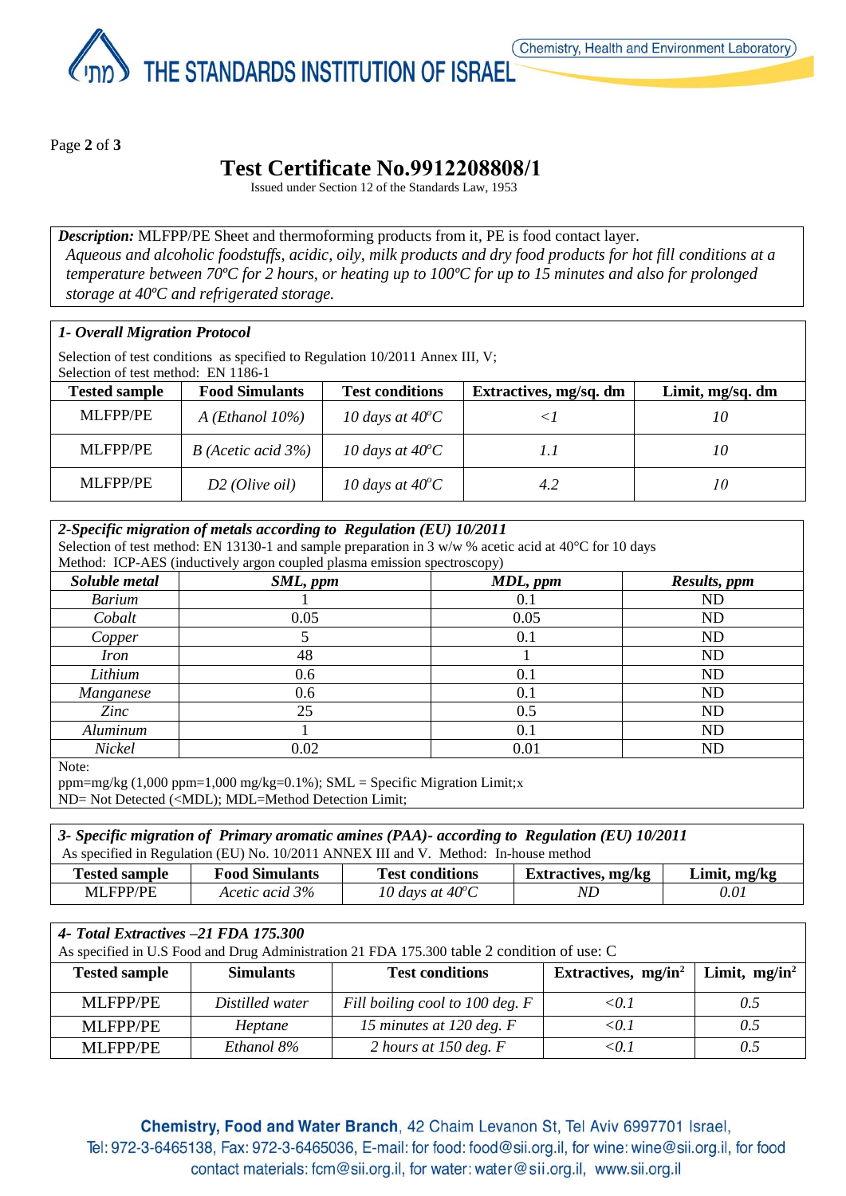# Test Certificate No.9912208808/1

Issued under Section 12 of the Standards Law, 1953

***Description:*** MLFPP/PE Sheet and thermoforming products from it, PE is food contact layer.
*Aqueous and alcoholic foodstuffs, acidic, oily, milk products and dry food products for hot fill conditions at a temperature between 70ºC for 2 hours, or heating up to 100ºC for up to 15 minutes and also for prolonged storage at 40ºC and refrigerated storage.*

### *1- Overall Migration Protocol*

Selection of test conditions as specified to Regulation 10/2011 Annex III, V;
Selection of test method: EN 1186-1

| Tested sample | Food Simulants | Test conditions | Extractives, mg/sq. dm | Limit, mg/sq. dm |
|---|---|---|---|---|
| MLFPP/PE | *A (Ethanol 10%)* | *10 days at 40$^o$C* | *<1* | *10* |
| MLFPP/PE | *B (Acetic acid 3%)* | *10 days at 40$^o$C* | *1.1* | *10* |
| MLFPP/PE | *D2 (Olive oil)* | *10 days at 40$^o$C* | *4.2* | *10* |

### *2-Specific migration of metals according to Regulation (EU) 10/2011*

Selection of test method: EN 13130-1 and sample preparation in 3 w/w % acetic acid at 40°C for 10 days
Method: ICP-AES (inductively argon coupled plasma emission spectroscopy)

| *Soluble metal* | *SML, ppm* | *MDL, ppm* | *Results, ppm* |
|---|---|---|---|
| *Barium* | 1 | 0.1 | ND |
| *Cobalt* | 0.05 | 0.05 | ND |
| *Copper* | 5 | 0.1 | ND |
| *Iron* | 48 | 1 | ND |
| *Lithium* | 0.6 | 0.1 | ND |
| *Manganese* | 0.6 | 0.1 | ND |
| *Zinc* | 25 | 0.5 | ND |
| *Aluminum* | 1 | 0.1 | ND |
| *Nickel* | 0.02 | 0.01 | ND |

Note:
ppm=mg/kg (1,000 ppm=1,000 mg/kg=0.1%); SML = Specific Migration Limit;x
ND= Not Detected (<MDL); MDL=Method Detection Limit;

### *3- Specific migration of Primary aromatic amines (PAA)- according to Regulation (EU) 10/2011*

As specified in Regulation (EU) No. 10/2011 ANNEX III and V. Method: In-house method

| Tested sample | Food Simulants | Test conditions | Extractives, mg/kg | Limit, mg/kg |
|---|---|---|---|---|
| MLFPP/PE | *Acetic acid 3%* | *10 days at 40$^o$C* | *ND* | *0.01* |

### *4- Total Extractives –21 FDA 175.300*

As specified in U.S Food and Drug Administration 21 FDA 175.300 table 2 condition of use: C

| Tested sample | Simulants | Test conditions | Extractives, mg/in$^2$ | Limit, mg/in$^2$ |
|---|---|---|---|---|
| MLFPP/PE | *Distilled water* | *Fill boiling cool to 100 deg. F* | *<0.1* | *0.5* |
| MLFPP/PE | *Heptane* | *15 minutes at 120 deg. F* | *<0.1* | *0.5* |
| MLFPP/PE | *Ethanol 8%* | *2 hours at 150 deg. F* | *<0.1* | *0.5* |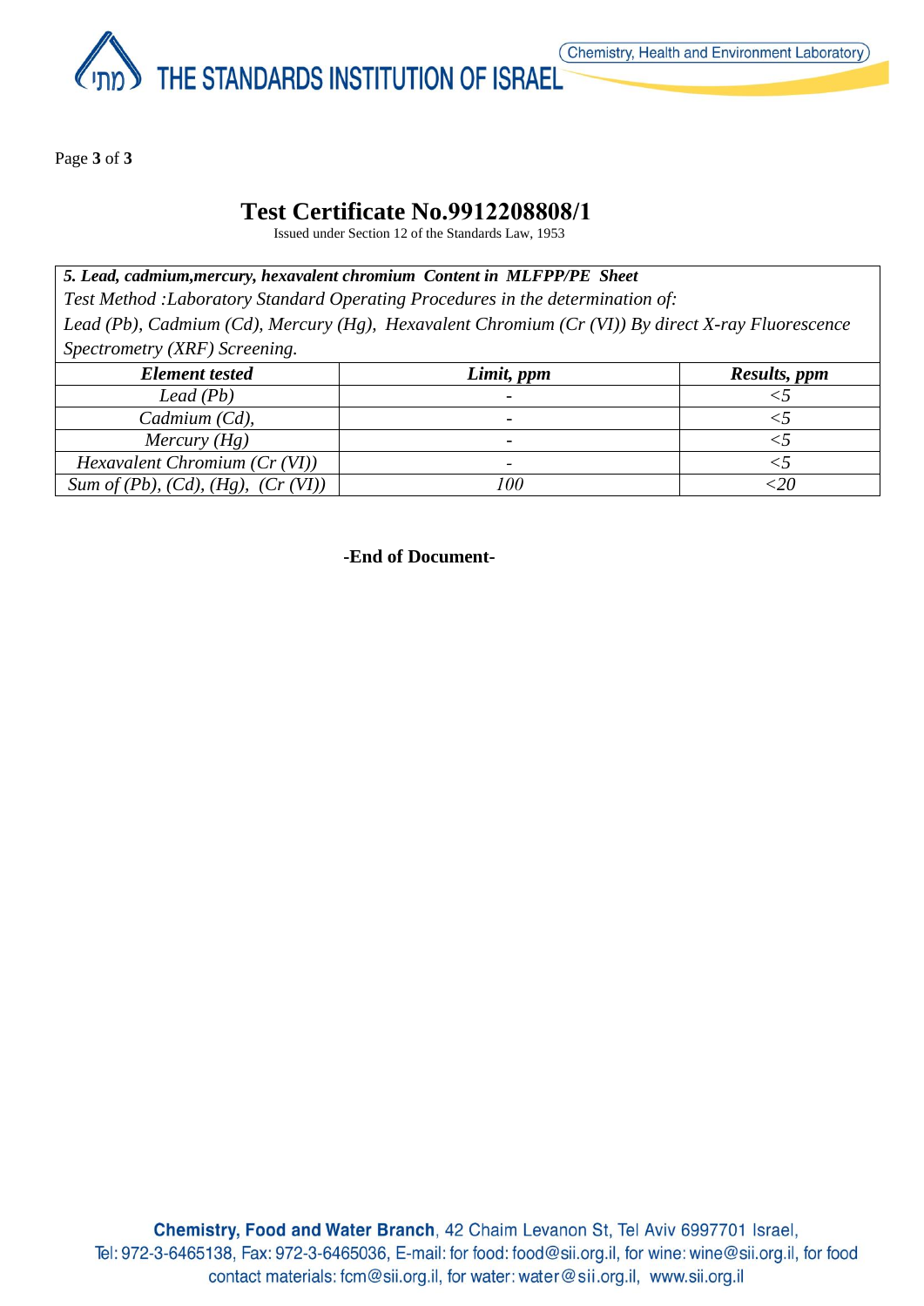# Test Certificate No.9912208808/1

Issued under Section 12 of the Standards Law, 1953

| ***5. Lead, cadmium,mercury, hexavalent chromium Content in MLFPP/PE Sheet*** *Test Method :Laboratory Standard Operating Procedures in the determination of: Lead (Pb), Cadmium (Cd), Mercury (Hg), Hexavalent Chromium (Cr (VI)) By direct X-ray Fluorescence Spectrometry (XRF) Screening.* | | |
|---|---|---|
| ***Element tested*** | ***Limit, ppm*** | ***Results, ppm*** |
| *Lead (Pb)* | - | *<5* |
| *Cadmium (Cd),* | - | *<5* |
| *Mercury (Hg)* | - | *<5* |
| *Hexavalent Chromium (Cr (VI))* | - | *<5* |
| *Sum of (Pb), (Cd), (Hg), (Cr (VI))* | *100* | *<20* |

**-End of Document-**